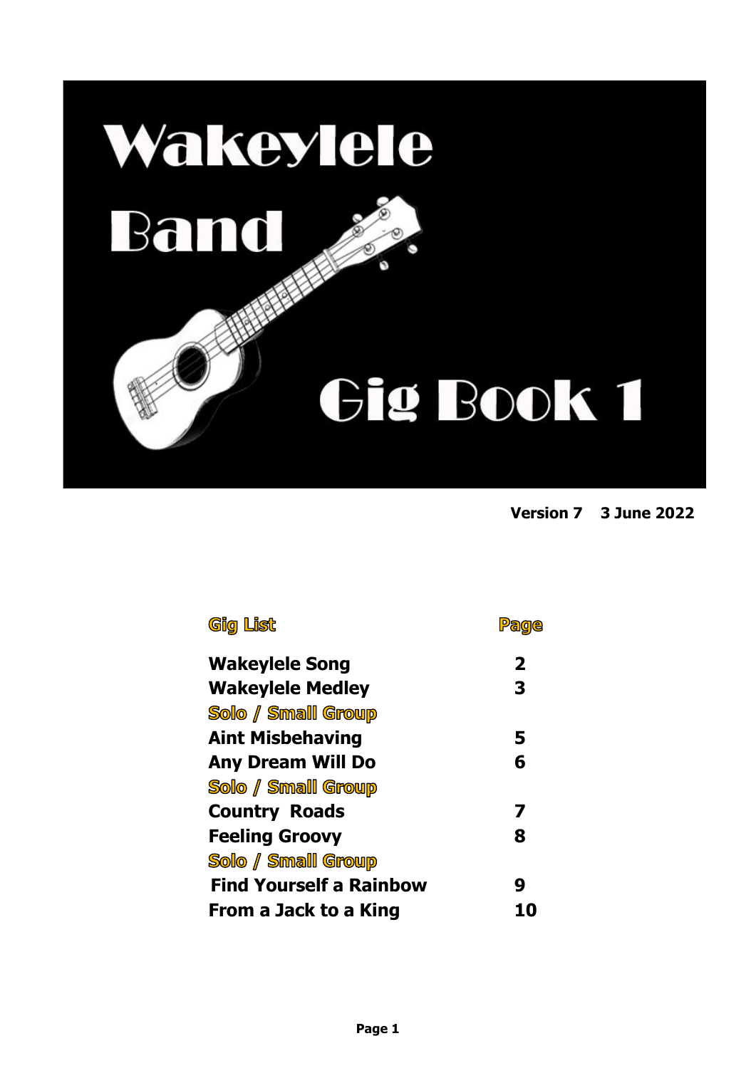# Wakeylele Band

# Gig Book 1

**Version 7  3 June 2022**

| Gig List | Page |
|---|---|
| **Wakeylele Song** | **2** |
| **Wakeylele Medley** | **3** |
| Solo / Small Group | |
| **Aint Misbehaving** | **5** |
| **Any Dream Will Do** | **6** |
| Solo / Small Group | |
| **Country Roads** | **7** |
| **Feeling Groovy** | **8** |
| Solo / Small Group | |
| **Find Yourself a Rainbow** | **9** |
| **From a Jack to a King** | **10** |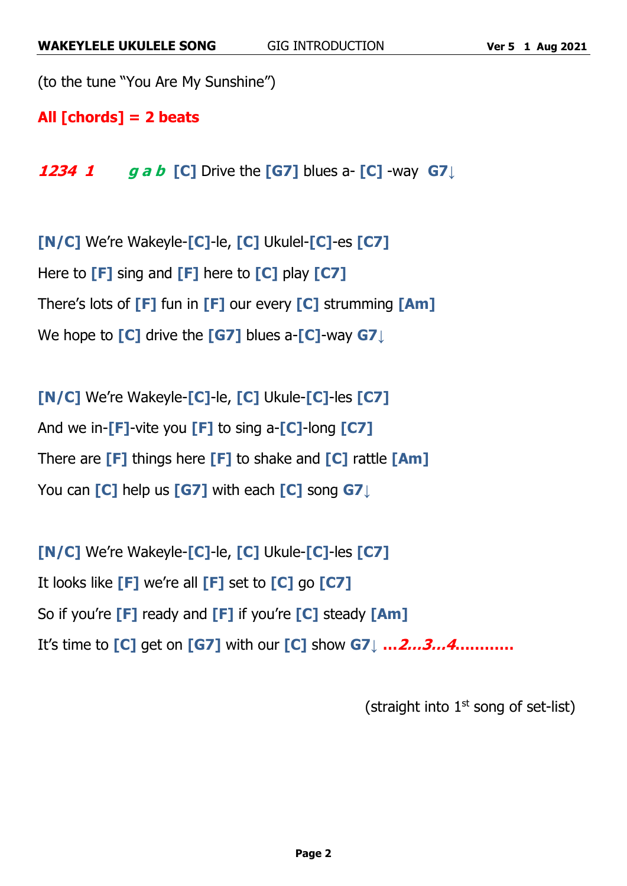**WAKEYLELE UKULELE SONG** GIG INTRODUCTION **Ver 5 1 Aug 2021**

(to the tune "You Are My Sunshine")

**All [chords] = 2 beats**

***1234 1*** ***g a b*** **[C]** Drive the **[G7]** blues a- **[C]** -way **G7↓**

**[N/C]** We're Wakeyle-**[C]**-le, **[C]** Ukulel-**[C]**-es **[C7]**

Here to **[F]** sing and **[F]** here to **[C]** play **[C7]**

There's lots of **[F]** fun in **[F]** our every **[C]** strumming **[Am]**

We hope to **[C]** drive the **[G7]** blues a-**[C]**-way **G7↓**

**[N/C]** We're Wakeyle-**[C]**-le, **[C]** Ukule-**[C]**-les **[C7]**

And we in-**[F]**-vite you **[F]** to sing a-**[C]**-long **[C7]**

There are **[F]** things here **[F]** to shake and **[C]** rattle **[Am]**

You can **[C]** help us **[G7]** with each **[C]** song **G7↓**

**[N/C]** We're Wakeyle-**[C]**-le, **[C]** Ukule-**[C]**-les **[C7]**

It looks like **[F]** we're all **[F]** set to **[C]** go **[C7]**

So if you're **[F]** ready and **[F]** if you're **[C]** steady **[Am]**

It's time to **[C]** get on **[G7]** with our **[C]** show **G7↓** ***…2…3…4…………***

(straight into 1st song of set-list)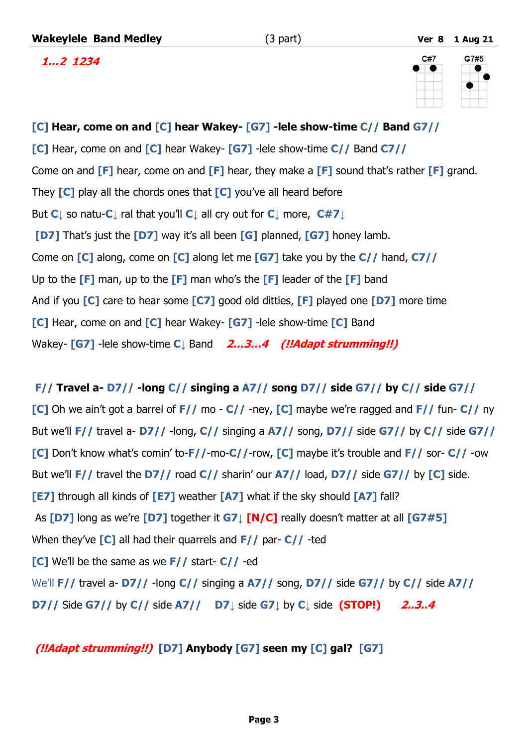**Wakeylele Band Medley** (3 part) **Ver 8 1 Aug 21**

*1…2 1234*

C#7 G7#5

**[C] Hear, come on and [C] hear Wakey- [G7] -lele show-time C// Band G7//**

[C] Hear, come on and [C] hear Wakey- [G7] -lele show-time C// Band C7//

Come on and [F] hear, come on and [F] hear, they make a [F] sound that's rather [F] grand.

They [C] play all the chords ones that [C] you've all heard before

But C↓ so natu-C↓ ral that you'll C↓ all cry out for C↓ more, C#7↓

[D7] That's just the [D7] way it's all been [G] planned, [G7] honey lamb.

Come on [C] along, come on [C] along let me [G7] take you by the C// hand, C7//

Up to the [F] man, up to the [F] man who's the [F] leader of the [F] band

And if you [C] care to hear some [C7] good old ditties, [F] played one [D7] more time

[C] Hear, come on and [C] hear Wakey- [G7] -lele show-time [C] Band

Wakey- [G7] -lele show-time C↓ Band *2…3…4* *(!!Adapt strumming!!)*

**F// Travel a- D7// -long C// singing a A7// song D7// side G7// by C// side G7//**

[C] Oh we ain't got a barrel of F// mo - C// -ney, [C] maybe we're ragged and F// fun- C// ny

But we'll F// travel a- D7// -long, C// singing a A7// song, D7// side G7// by C// side G7//

[C] Don't know what's comin' to-F//-mo-C//-row, [C] maybe it's trouble and F// sor- C// -ow

But we'll F// travel the D7// road C// sharin' our A7// load, D7// side G7// by [C] side.

[E7] through all kinds of [E7] weather [A7] what if the sky should [A7] fall?

As [D7] long as we're [D7] together it G7↓ [N/C] really doesn't matter at all [G7#5]

When they've [C] all had their quarrels and F// par- C// -ted

[C] We'll be the same as we F// start- C// -ed

We'll F// travel a- D7// -long C// singing a A7// song, D7// side G7// by C// side A7//

D7// Side G7// by C// side A7// D7↓ side G7↓ by C↓ side **(STOP!)** *2..3..4*

*(!!Adapt strumming!!)* **[D7] Anybody [G7] seen my [C] gal? [G7]**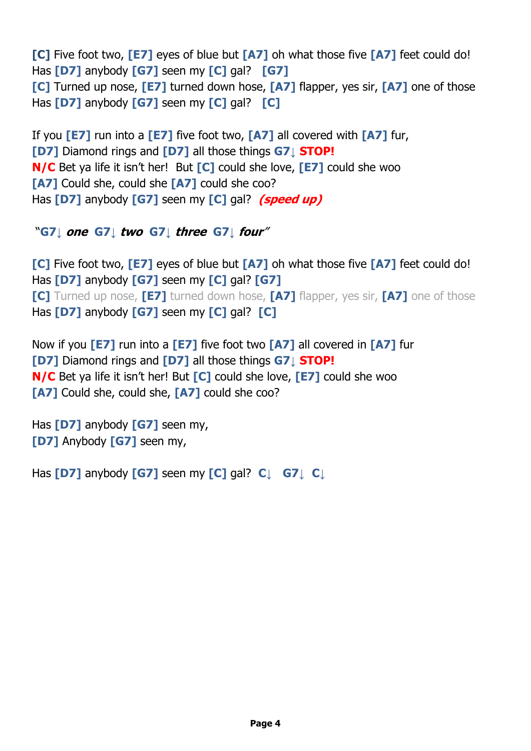**[C]** Five foot two, **[E7]** eyes of blue but **[A7]** oh what those five **[A7]** feet could do!
Has **[D7]** anybody **[G7]** seen my **[C]** gal? **[G7]**
**[C]** Turned up nose, **[E7]** turned down hose, **[A7]** flapper, yes sir, **[A7]** one of those
Has **[D7]** anybody **[G7]** seen my **[C]** gal? **[C]**

If you **[E7]** run into a **[E7]** five foot two, **[A7]** all covered with **[A7]** fur,
**[D7]** Diamond rings and **[D7]** all those things **G7↓** **STOP!**
**N/C** Bet ya life it isn't her! But **[C]** could she love, **[E7]** could she woo
**[A7]** Could she, could she **[A7]** could she coo?
Has **[D7]** anybody **[G7]** seen my **[C]** gal? ***(speed up)***

"**G7↓** ***one*** **G7↓** ***two*** **G7↓** ***three*** **G7↓** ***four***"

**[C]** Five foot two, **[E7]** eyes of blue but **[A7]** oh what those five **[A7]** feet could do!
Has **[D7]** anybody **[G7]** seen my **[C]** gal? **[G7]**
**[C]** Turned up nose, **[E7]** turned down hose, **[A7]** flapper, yes sir, **[A7]** one of those
Has **[D7]** anybody **[G7]** seen my **[C]** gal? **[C]**

Now if you **[E7]** run into a **[E7]** five foot two **[A7]** all covered in **[A7]** fur
**[D7]** Diamond rings and **[D7]** all those things **G7↓** **STOP!**
**N/C** Bet ya life it isn't her! But **[C]** could she love, **[E7]** could she woo
**[A7]** Could she, could she, **[A7]** could she coo?

Has **[D7]** anybody **[G7]** seen my,
**[D7]** Anybody **[G7]** seen my,

Has **[D7]** anybody **[G7]** seen my **[C]** gal? **C↓** **G7↓** **C↓**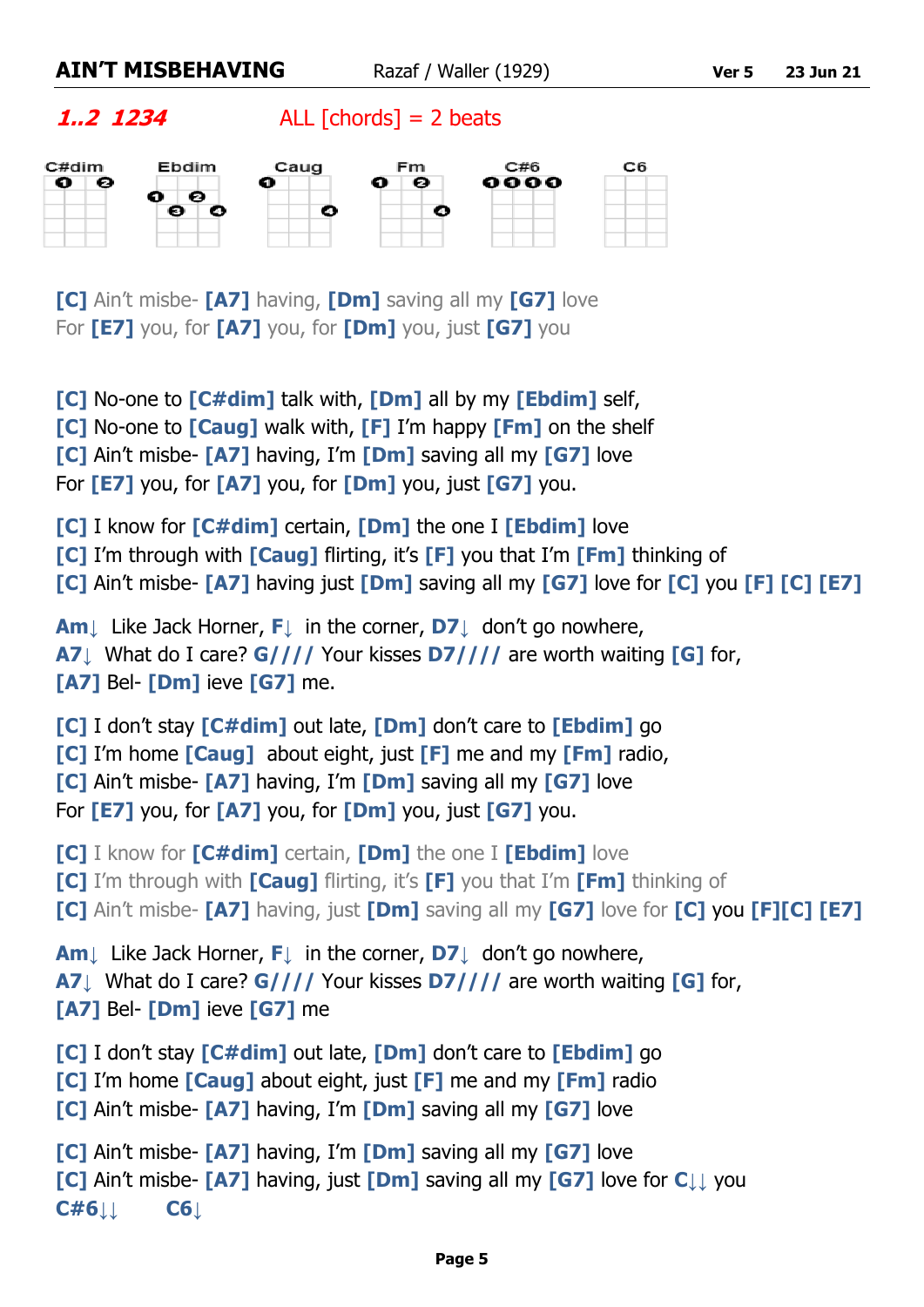**AIN'T MISBEHAVING** Razaf / Waller (1929) **Ver 5** **23 Jun 21**

***1..2 1234*** ALL [chords] = 2 beats

C#dim Ebdim Caug Fm C#6 C6

**[C]** Ain't misbe- **[A7]** having, **[Dm]** saving all my **[G7]** love
For **[E7]** you, for **[A7]** you, for **[Dm]** you, just **[G7]** you

**[C]** No-one to **[C#dim]** talk with, **[Dm]** all by my **[Ebdim]** self,
**[C]** No-one to **[Caug]** walk with, **[F]** I'm happy **[Fm]** on the shelf
**[C]** Ain't misbe- **[A7]** having, I'm **[Dm]** saving all my **[G7]** love
For **[E7]** you, for **[A7]** you, for **[Dm]** you, just **[G7]** you.

**[C]** I know for **[C#dim]** certain, **[Dm]** the one I **[Ebdim]** love
**[C]** I'm through with **[Caug]** flirting, it's **[F]** you that I'm **[Fm]** thinking of
**[C]** Ain't misbe- **[A7]** having just **[Dm]** saving all my **[G7]** love for **[C]** you **[F]** **[C]** **[E7]**

**Am↓** Like Jack Horner, **F↓** in the corner, **D7↓** don't go nowhere,
**A7↓** What do I care? **G////** Your kisses **D7////** are worth waiting **[G]** for,
**[A7]** Bel- **[Dm]** ieve **[G7]** me.

**[C]** I don't stay **[C#dim]** out late, **[Dm]** don't care to **[Ebdim]** go
**[C]** I'm home **[Caug]** about eight, just **[F]** me and my **[Fm]** radio,
**[C]** Ain't misbe- **[A7]** having, I'm **[Dm]** saving all my **[G7]** love
For **[E7]** you, for **[A7]** you, for **[Dm]** you, just **[G7]** you.

**[C]** I know for **[C#dim]** certain, **[Dm]** the one I **[Ebdim]** love
**[C]** I'm through with **[Caug]** flirting, it's **[F]** you that I'm **[Fm]** thinking of
**[C]** Ain't misbe- **[A7]** having, just **[Dm]** saving all my **[G7]** love for **[C]** you **[F][C]** **[E7]**

**Am↓** Like Jack Horner, **F↓** in the corner, **D7↓** don't go nowhere,
**A7↓** What do I care? **G////** Your kisses **D7////** are worth waiting **[G]** for,
**[A7]** Bel- **[Dm]** ieve **[G7]** me

**[C]** I don't stay **[C#dim]** out late, **[Dm]** don't care to **[Ebdim]** go
**[C]** I'm home **[Caug]** about eight, just **[F]** me and my **[Fm]** radio
**[C]** Ain't misbe- **[A7]** having, I'm **[Dm]** saving all my **[G7]** love

**[C]** Ain't misbe- **[A7]** having, I'm **[Dm]** saving all my **[G7]** love
**[C]** Ain't misbe- **[A7]** having, just **[Dm]** saving all my **[G7]** love for **C↓↓** you
**C#6↓↓** **C6↓**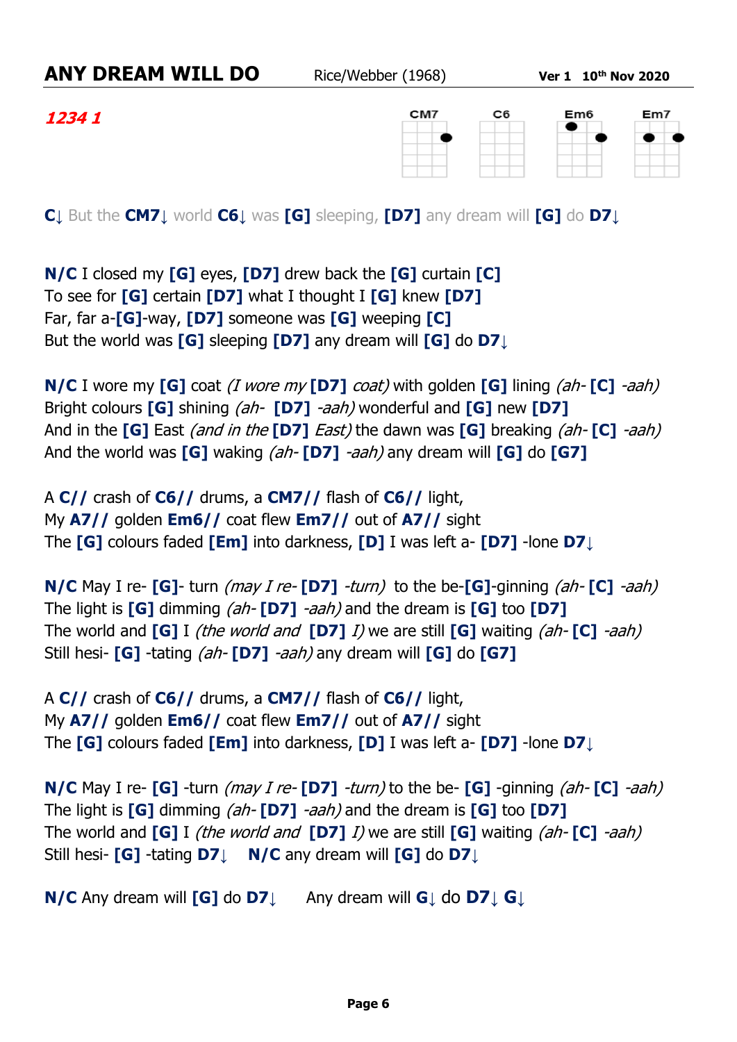# ANY DREAM WILL DO

Rice/Webber (1968) **Ver 1 10th Nov 2020**

*1234 1*

CM7 C6 Em6 Em7

**C↓** But the **CM7↓** world **C6↓** was **[G]** sleeping, **[D7]** any dream will **[G]** do **D7↓**

**N/C** I closed my **[G]** eyes, **[D7]** drew back the **[G]** curtain **[C]**
To see for **[G]** certain **[D7]** what I thought I **[G]** knew **[D7]**
Far, far a-**[G]**-way, **[D7]** someone was **[G]** weeping **[C]**
But the world was **[G]** sleeping **[D7]** any dream will **[G]** do **D7↓**

**N/C** I wore my **[G]** coat *(I wore my* **[D7]** *coat)* with golden **[G]** lining *(ah-* **[C]** *-aah)*
Bright colours **[G]** shining *(ah-* **[D7]** *-aah)* wonderful and **[G]** new **[D7]**
And in the **[G]** East *(and in the* **[D7]** *East)* the dawn was **[G]** breaking *(ah-* **[C]** *-aah)*
And the world was **[G]** waking *(ah-* **[D7]** *-aah)* any dream will **[G]** do **[G7]**

A **C//** crash of **C6//** drums, a **CM7//** flash of **C6//** light,
My **A7//** golden **Em6//** coat flew **Em7//** out of **A7//** sight
The **[G]** colours faded **[Em]** into darkness, **[D]** I was left a- **[D7]** -lone **D7↓**

**N/C** May I re- **[G]**- turn *(may I re-* **[D7]** *-turn)* to the be-**[G]**-ginning *(ah-* **[C]** *-aah)*
The light is **[G]** dimming *(ah-* **[D7]** *-aah)* and the dream is **[G]** too **[D7]**
The world and **[G]** I *(the world and* **[D7]** *I)* we are still **[G]** waiting *(ah-* **[C]** *-aah)*
Still hesi- **[G]** -tating *(ah-* **[D7]** *-aah)* any dream will **[G]** do **[G7]**

A **C//** crash of **C6//** drums, a **CM7//** flash of **C6//** light,
My **A7//** golden **Em6//** coat flew **Em7//** out of **A7//** sight
The **[G]** colours faded **[Em]** into darkness, **[D]** I was left a- **[D7]** -lone **D7↓**

**N/C** May I re- **[G]** -turn *(may I re-* **[D7]** *-turn)* to the be- **[G]** -ginning *(ah-* **[C]** *-aah)*
The light is **[G]** dimming *(ah-* **[D7]** *-aah)* and the dream is **[G]** too **[D7]**
The world and **[G]** I *(the world and* **[D7]** *I)* we are still **[G]** waiting *(ah-* **[C]** *-aah)*
Still hesi- **[G]** -tating **D7↓** **N/C** any dream will **[G]** do **D7↓**

**N/C** Any dream will **[G]** do **D7↓** Any dream will **G↓** do **D7↓** **G↓**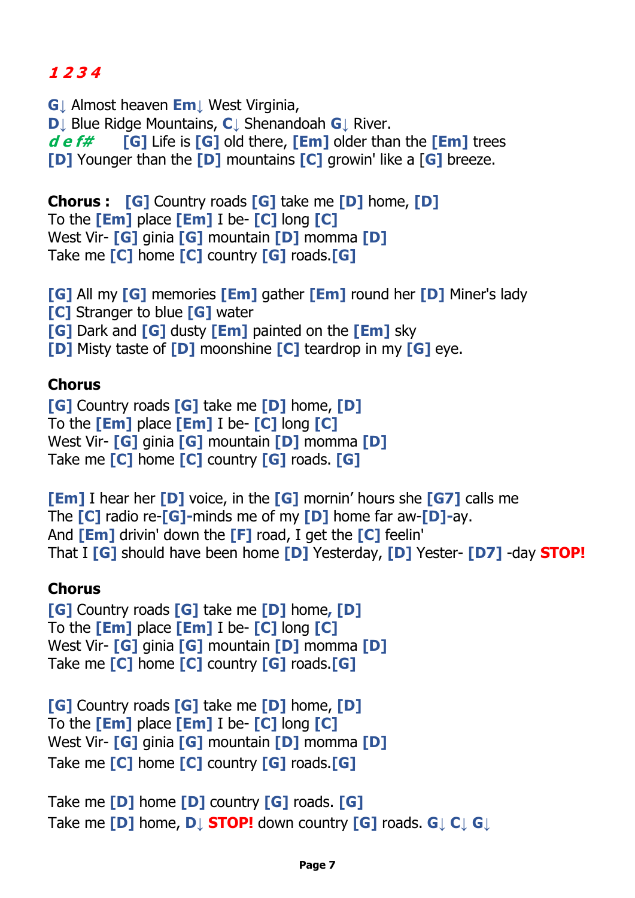*1 2 3 4*

G↓ Almost heaven Em↓ West Virginia,
D↓ Blue Ridge Mountains, C↓ Shenandoah G↓ River.
*d e f#* [G] Life is [G] old there, [Em] older than the [Em] trees
[D] Younger than the [D] mountains [C] growin' like a [G] breeze.

**Chorus :** [G] Country roads [G] take me [D] home, [D]
To the [Em] place [Em] I be- [C] long [C]
West Vir- [G] ginia [G] mountain [D] momma [D]
Take me [C] home [C] country [G] roads.[G]

[G] All my [G] memories [Em] gather [Em] round her [D] Miner's lady
[C] Stranger to blue [G] water
[G] Dark and [G] dusty [Em] painted on the [Em] sky
[D] Misty taste of [D] moonshine [C] teardrop in my [G] eye.

**Chorus**
[G] Country roads [G] take me [D] home, [D]
To the [Em] place [Em] I be- [C] long [C]
West Vir- [G] ginia [G] mountain [D] momma [D]
Take me [C] home [C] country [G] roads. [G]

[Em] I hear her [D] voice, in the [G] mornin' hours she [G7] calls me
The [C] radio re-[G]-minds me of my [D] home far aw-[D]-ay.
And [Em] drivin' down the [F] road, I get the [C] feelin'
That I [G] should have been home [D] Yesterday, [D] Yester- [D7] -day **STOP!**

**Chorus**
[G] Country roads [G] take me [D] home, [D]
To the [Em] place [Em] I be- [C] long [C]
West Vir- [G] ginia [G] mountain [D] momma [D]
Take me [C] home [C] country [G] roads.[G]

[G] Country roads [G] take me [D] home, [D]
To the [Em] place [Em] I be- [C] long [C]
West Vir- [G] ginia [G] mountain [D] momma [D]
Take me [C] home [C] country [G] roads.[G]

Take me [D] home [D] country [G] roads. [G]
Take me [D] home, D↓ **STOP!** down country [G] roads. G↓ C↓ G↓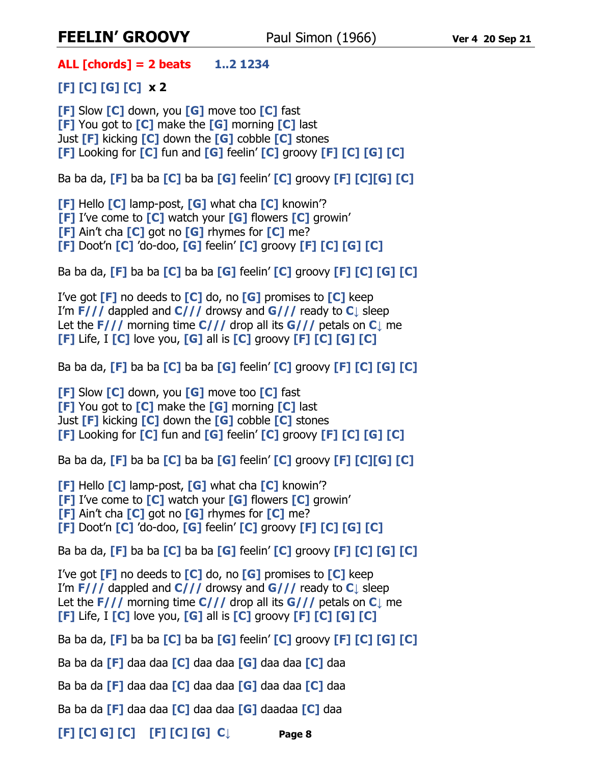# FEELIN' GROOVY

Paul Simon (1966) **Ver 4 20 Sep 21**

**ALL [chords] = 2 beats** **1..2 1234**

**[F] [C] [G] [C] x 2**

[F] Slow [C] down, you [G] move too [C] fast
[F] You got to [C] make the [G] morning [C] last
Just [F] kicking [C] down the [G] cobble [C] stones
[F] Looking for [C] fun and [G] feelin' [C] groovy [F] [C] [G] [C]

Ba ba da, [F] ba ba [C] ba ba [G] feelin' [C] groovy [F] [C][G] [C]

[F] Hello [C] lamp-post, [G] what cha [C] knowin'?
[F] I've come to [C] watch your [G] flowers [C] growin'
[F] Ain't cha [C] got no [G] rhymes for [C] me?
[F] Doot'n [C] 'do-doo, [G] feelin' [C] groovy [F] [C] [G] [C]

Ba ba da, [F] ba ba [C] ba ba [G] feelin' [C] groovy [F] [C] [G] [C]

I've got [F] no deeds to [C] do, no [G] promises to [C] keep
I'm F/// dappled and C/// drowsy and G/// ready to C↓ sleep
Let the F/// morning time C/// drop all its G/// petals on C↓ me
[F] Life, I [C] love you, [G] all is [C] groovy [F] [C] [G] [C]

Ba ba da, [F] ba ba [C] ba ba [G] feelin' [C] groovy [F] [C] [G] [C]

[F] Slow [C] down, you [G] move too [C] fast
[F] You got to [C] make the [G] morning [C] last
Just [F] kicking [C] down the [G] cobble [C] stones
[F] Looking for [C] fun and [G] feelin' [C] groovy [F] [C] [G] [C]

Ba ba da, [F] ba ba [C] ba ba [G] feelin' [C] groovy [F] [C][G] [C]

[F] Hello [C] lamp-post, [G] what cha [C] knowin'?
[F] I've come to [C] watch your [G] flowers [C] growin'
[F] Ain't cha [C] got no [G] rhymes for [C] me?
[F] Doot'n [C] 'do-doo, [G] feelin' [C] groovy [F] [C] [G] [C]

Ba ba da, [F] ba ba [C] ba ba [G] feelin' [C] groovy [F] [C] [G] [C]

I've got [F] no deeds to [C] do, no [G] promises to [C] keep
I'm F/// dappled and C/// drowsy and G/// ready to C↓ sleep
Let the F/// morning time C/// drop all its G/// petals on C↓ me
[F] Life, I [C] love you, [G] all is [C] groovy [F] [C] [G] [C]

Ba ba da, [F] ba ba [C] ba ba [G] feelin' [C] groovy [F] [C] [G] [C]

Ba ba da [F] daa daa [C] daa daa [G] daa daa [C] daa

Ba ba da [F] daa daa [C] daa daa [G] daa daa [C] daa

Ba ba da [F] daa daa [C] daa daa [G] daadaa [C] daa

[F] [C] G] [C] [F] [C] [G] C↓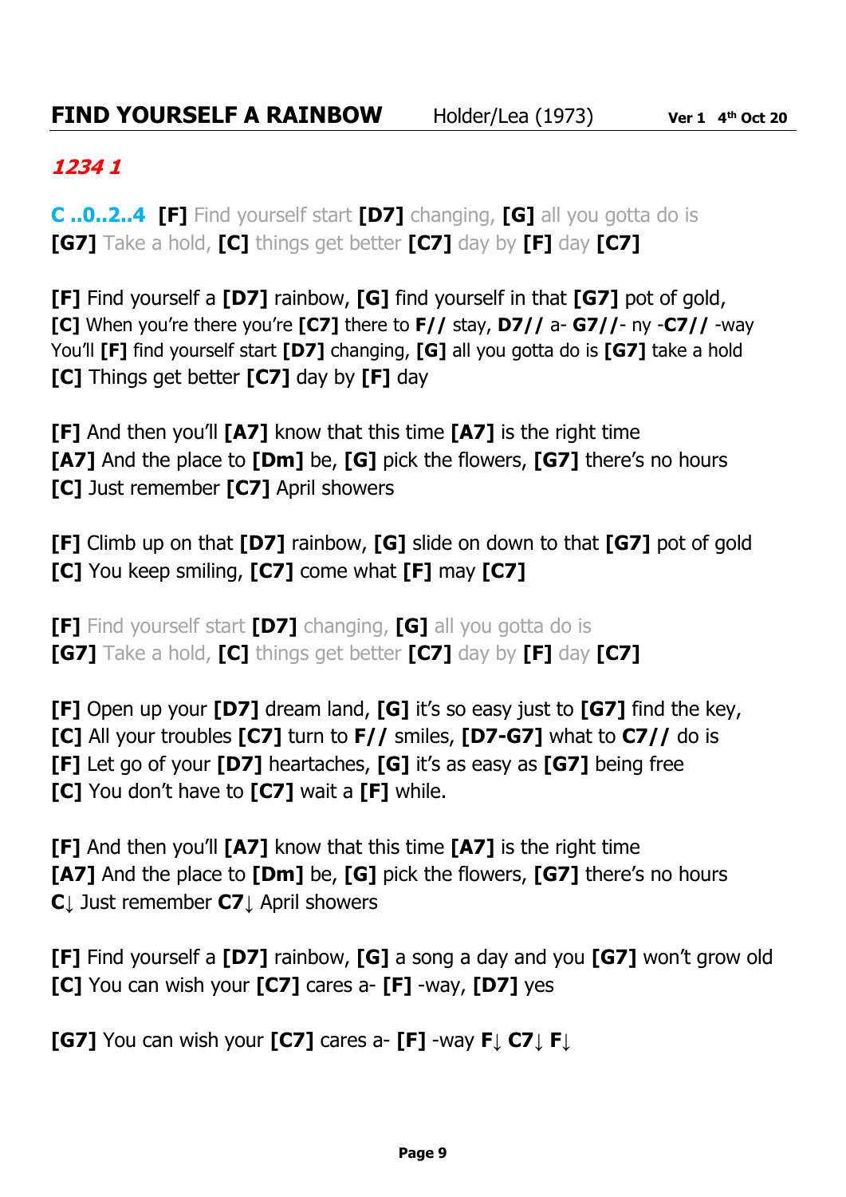## **FIND YOURSELF A RAINBOW** Holder/Lea (1973) **Ver 1 4th Oct 20**

***1234 1***

**C ..0..2..4** **[F]** Find yourself start **[D7]** changing, **[G]** all you gotta do is
**[G7]** Take a hold, **[C]** things get better **[C7]** day by **[F]** day **[C7]**

**[F]** Find yourself a **[D7]** rainbow, **[G]** find yourself in that **[G7]** pot of gold,
**[C]** When you're there you're **[C7]** there to **F//** stay, **D7//** a- **G7//**- ny -**C7//** -way
You'll **[F]** find yourself start **[D7]** changing, **[G]** all you gotta do is **[G7]** take a hold
**[C]** Things get better **[C7]** day by **[F]** day

**[F]** And then you'll **[A7]** know that this time **[A7]** is the right time
**[A7]** And the place to **[Dm]** be, **[G]** pick the flowers, **[G7]** there's no hours
**[C]** Just remember **[C7]** April showers

**[F]** Climb up on that **[D7]** rainbow, **[G]** slide on down to that **[G7]** pot of gold
**[C]** You keep smiling, **[C7]** come what **[F]** may **[C7]**

**[F]** Find yourself start **[D7]** changing, **[G]** all you gotta do is
**[G7]** Take a hold, **[C]** things get better **[C7]** day by **[F]** day **[C7]**

**[F]** Open up your **[D7]** dream land, **[G]** it's so easy just to **[G7]** find the key,
**[C]** All your troubles **[C7]** turn to **F//** smiles, **[D7-G7]** what to **C7//** do is
**[F]** Let go of your **[D7]** heartaches, **[G]** it's as easy as **[G7]** being free
**[C]** You don't have to **[C7]** wait a **[F]** while.

**[F]** And then you'll **[A7]** know that this time **[A7]** is the right time
**[A7]** And the place to **[Dm]** be, **[G]** pick the flowers, **[G7]** there's no hours
**C**↓ Just remember **C7**↓ April showers

**[F]** Find yourself a **[D7]** rainbow, **[G]** a song a day and you **[G7]** won't grow old
**[C]** You can wish your **[C7]** cares a- **[F]** -way, **[D7]** yes

**[G7]** You can wish your **[C7]** cares a- **[F]** -way **F**↓ **C7**↓ **F**↓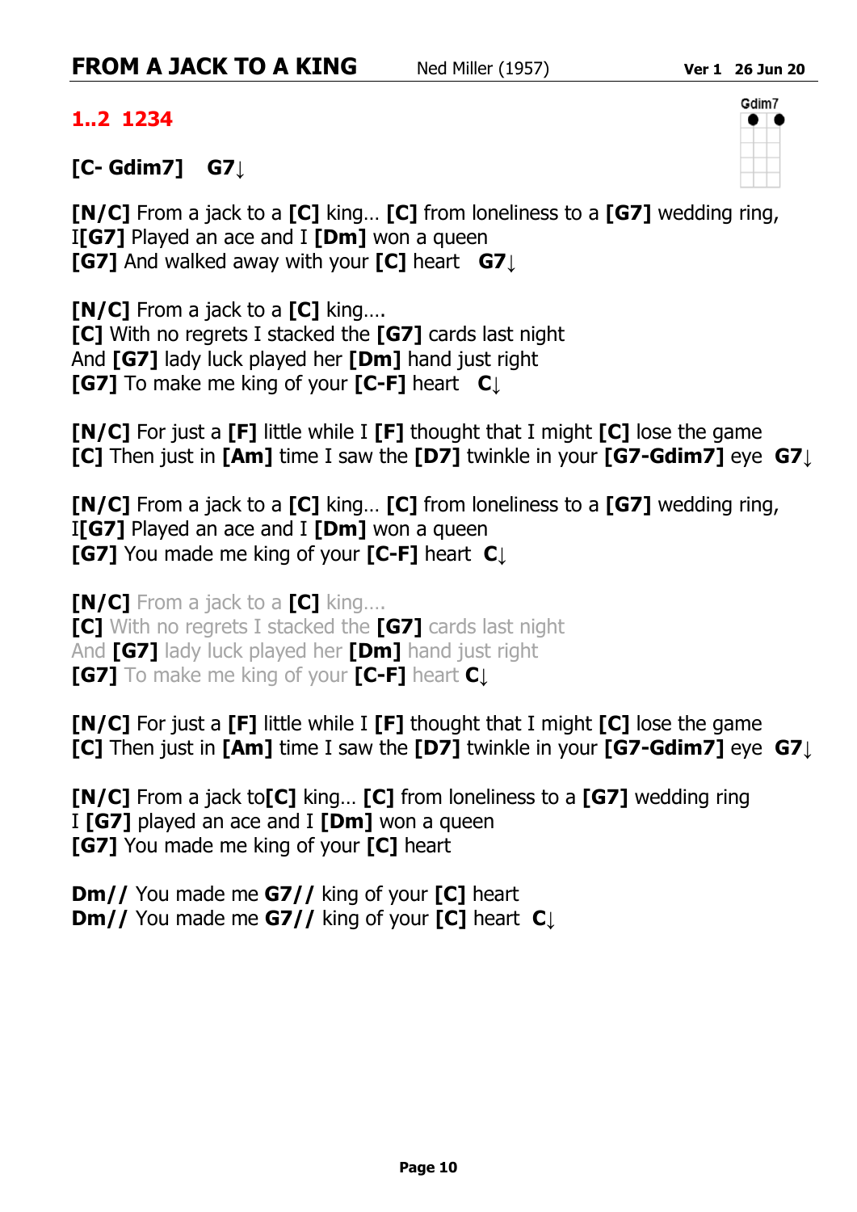**FROM A JACK TO A KING** Ned Miller (1957) **Ver 1 26 Jun 20**

**1..2 1234**

Gdim7

**[C- Gdim7] G7↓**

**[N/C]** From a jack to a **[C]** king… **[C]** from loneliness to a **[G7]** wedding ring,
I**[G7]** Played an ace and I **[Dm]** won a queen
**[G7]** And walked away with your **[C]** heart **G7↓**

**[N/C]** From a jack to a **[C]** king….
**[C]** With no regrets I stacked the **[G7]** cards last night
And **[G7]** lady luck played her **[Dm]** hand just right
**[G7]** To make me king of your **[C-F]** heart **C↓**

**[N/C]** For just a **[F]** little while I **[F]** thought that I might **[C]** lose the game
**[C]** Then just in **[Am]** time I saw the **[D7]** twinkle in your **[G7-Gdim7]** eye **G7↓**

**[N/C]** From a jack to a **[C]** king… **[C]** from loneliness to a **[G7]** wedding ring,
I**[G7]** Played an ace and I **[Dm]** won a queen
**[G7]** You made me king of your **[C-F]** heart **C↓**

**[N/C]** From a jack to a **[C]** king….
**[C]** With no regrets I stacked the **[G7]** cards last night
And **[G7]** lady luck played her **[Dm]** hand just right
**[G7]** To make me king of your **[C-F]** heart **C↓**

**[N/C]** For just a **[F]** little while I **[F]** thought that I might **[C]** lose the game
**[C]** Then just in **[Am]** time I saw the **[D7]** twinkle in your **[G7-Gdim7]** eye **G7↓**

**[N/C]** From a jack to**[C]** king… **[C]** from loneliness to a **[G7]** wedding ring
I **[G7]** played an ace and I **[Dm]** won a queen
**[G7]** You made me king of your **[C]** heart

**Dm//** You made me **G7//** king of your **[C]** heart
**Dm//** You made me **G7//** king of your **[C]** heart **C↓**